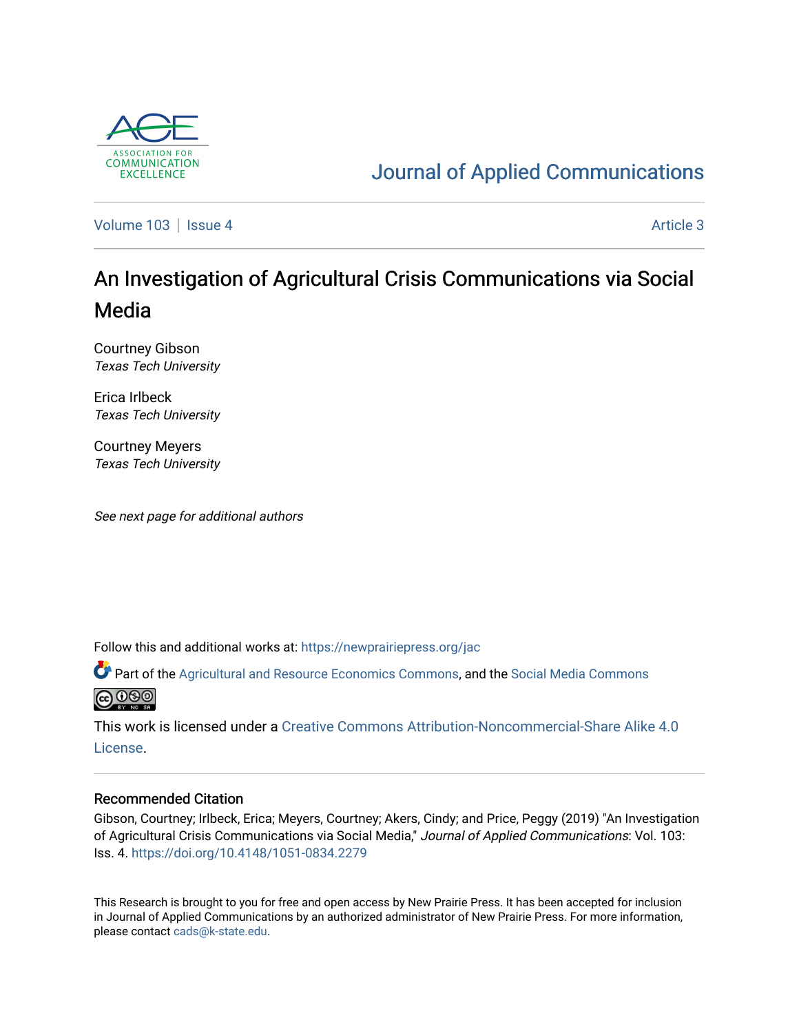Journal of Applied Communications

Volume 103 | Issue 4 — Article 3

# An Investigation of Agricultural Crisis Communications via Social Media

Courtney Gibson
*Texas Tech University*

Erica Irlbeck
*Texas Tech University*

Courtney Meyers
*Texas Tech University*

*See next page for additional authors*

Follow this and additional works at: https://newprairiepress.org/jac

Part of the Agricultural and Resource Economics Commons, and the Social Media Commons

This work is licensed under a Creative Commons Attribution-Noncommercial-Share Alike 4.0 License.

## Recommended Citation

Gibson, Courtney; Irlbeck, Erica; Meyers, Courtney; Akers, Cindy; and Price, Peggy (2019) "An Investigation of Agricultural Crisis Communications via Social Media," *Journal of Applied Communications*: Vol. 103: Iss. 4. https://doi.org/10.4148/1051-0834.2279

This Research is brought to you for free and open access by New Prairie Press. It has been accepted for inclusion in Journal of Applied Communications by an authorized administrator of New Prairie Press. For more information, please contact cads@k-state.edu.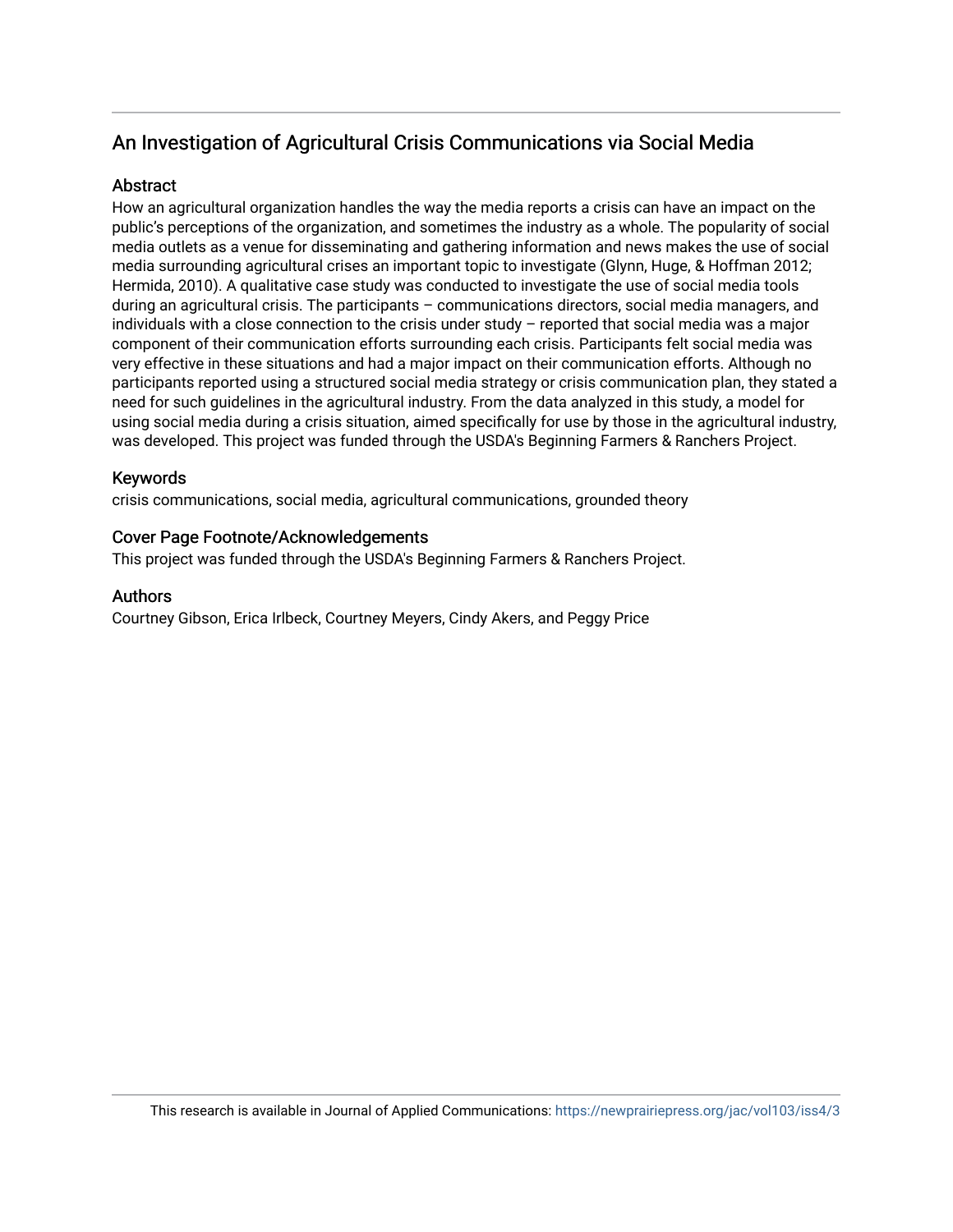# An Investigation of Agricultural Crisis Communications via Social Media

## Abstract

How an agricultural organization handles the way the media reports a crisis can have an impact on the public's perceptions of the organization, and sometimes the industry as a whole. The popularity of social media outlets as a venue for disseminating and gathering information and news makes the use of social media surrounding agricultural crises an important topic to investigate (Glynn, Huge, & Hoffman 2012; Hermida, 2010). A qualitative case study was conducted to investigate the use of social media tools during an agricultural crisis. The participants – communications directors, social media managers, and individuals with a close connection to the crisis under study – reported that social media was a major component of their communication efforts surrounding each crisis. Participants felt social media was very effective in these situations and had a major impact on their communication efforts. Although no participants reported using a structured social media strategy or crisis communication plan, they stated a need for such guidelines in the agricultural industry. From the data analyzed in this study, a model for using social media during a crisis situation, aimed specifically for use by those in the agricultural industry, was developed. This project was funded through the USDA's Beginning Farmers & Ranchers Project.

## Keywords

crisis communications, social media, agricultural communications, grounded theory

## Cover Page Footnote/Acknowledgements

This project was funded through the USDA's Beginning Farmers & Ranchers Project.

## Authors

Courtney Gibson, Erica Irlbeck, Courtney Meyers, Cindy Akers, and Peggy Price

This research is available in Journal of Applied Communications: https://newprairiepress.org/jac/vol103/iss4/3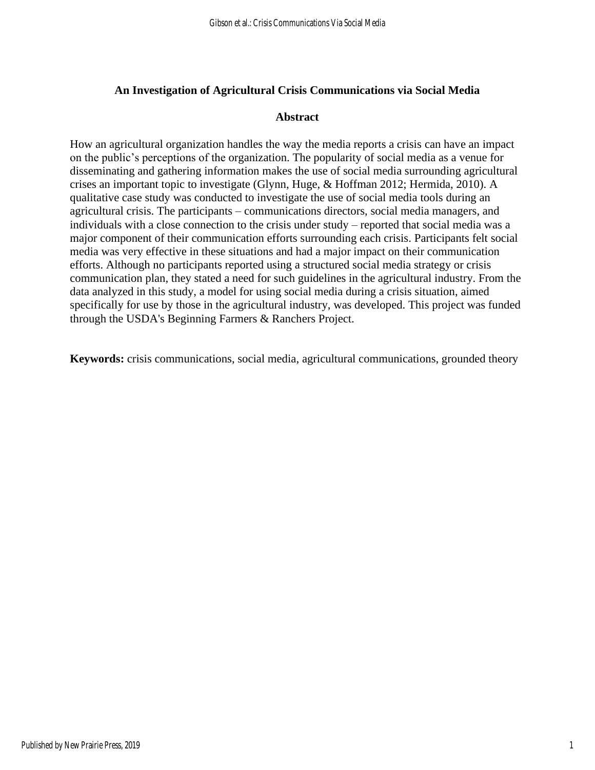## An Investigation of Agricultural Crisis Communications via Social Media

### Abstract

How an agricultural organization handles the way the media reports a crisis can have an impact on the public's perceptions of the organization. The popularity of social media as a venue for disseminating and gathering information makes the use of social media surrounding agricultural crises an important topic to investigate (Glynn, Huge, & Hoffman 2012; Hermida, 2010). A qualitative case study was conducted to investigate the use of social media tools during an agricultural crisis. The participants – communications directors, social media managers, and individuals with a close connection to the crisis under study – reported that social media was a major component of their communication efforts surrounding each crisis. Participants felt social media was very effective in these situations and had a major impact on their communication efforts. Although no participants reported using a structured social media strategy or crisis communication plan, they stated a need for such guidelines in the agricultural industry. From the data analyzed in this study, a model for using social media during a crisis situation, aimed specifically for use by those in the agricultural industry, was developed. This project was funded through the USDA's Beginning Farmers & Ranchers Project.

**Keywords:** crisis communications, social media, agricultural communications, grounded theory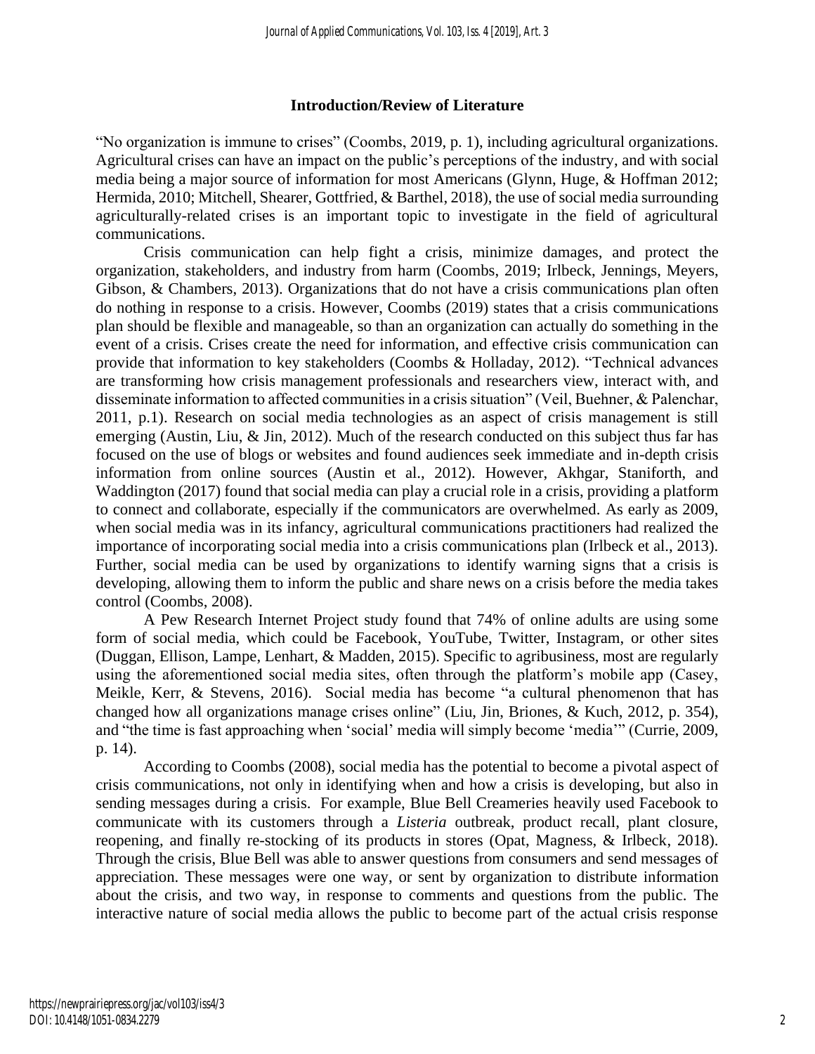## Introduction/Review of Literature

"No organization is immune to crises" (Coombs, 2019, p. 1), including agricultural organizations. Agricultural crises can have an impact on the public's perceptions of the industry, and with social media being a major source of information for most Americans (Glynn, Huge, & Hoffman 2012; Hermida, 2010; Mitchell, Shearer, Gottfried, & Barthel, 2018), the use of social media surrounding agriculturally-related crises is an important topic to investigate in the field of agricultural communications.

Crisis communication can help fight a crisis, minimize damages, and protect the organization, stakeholders, and industry from harm (Coombs, 2019; Irlbeck, Jennings, Meyers, Gibson, & Chambers, 2013). Organizations that do not have a crisis communications plan often do nothing in response to a crisis. However, Coombs (2019) states that a crisis communications plan should be flexible and manageable, so than an organization can actually do something in the event of a crisis. Crises create the need for information, and effective crisis communication can provide that information to key stakeholders (Coombs & Holladay, 2012). "Technical advances are transforming how crisis management professionals and researchers view, interact with, and disseminate information to affected communities in a crisis situation" (Veil, Buehner, & Palenchar, 2011, p.1). Research on social media technologies as an aspect of crisis management is still emerging (Austin, Liu, & Jin, 2012). Much of the research conducted on this subject thus far has focused on the use of blogs or websites and found audiences seek immediate and in-depth crisis information from online sources (Austin et al., 2012). However, Akhgar, Staniforth, and Waddington (2017) found that social media can play a crucial role in a crisis, providing a platform to connect and collaborate, especially if the communicators are overwhelmed. As early as 2009, when social media was in its infancy, agricultural communications practitioners had realized the importance of incorporating social media into a crisis communications plan (Irlbeck et al., 2013). Further, social media can be used by organizations to identify warning signs that a crisis is developing, allowing them to inform the public and share news on a crisis before the media takes control (Coombs, 2008).

A Pew Research Internet Project study found that 74% of online adults are using some form of social media, which could be Facebook, YouTube, Twitter, Instagram, or other sites (Duggan, Ellison, Lampe, Lenhart, & Madden, 2015). Specific to agribusiness, most are regularly using the aforementioned social media sites, often through the platform's mobile app (Casey, Meikle, Kerr, & Stevens, 2016). Social media has become "a cultural phenomenon that has changed how all organizations manage crises online" (Liu, Jin, Briones, & Kuch, 2012, p. 354), and "the time is fast approaching when 'social' media will simply become 'media'" (Currie, 2009, p. 14).

According to Coombs (2008), social media has the potential to become a pivotal aspect of crisis communications, not only in identifying when and how a crisis is developing, but also in sending messages during a crisis. For example, Blue Bell Creameries heavily used Facebook to communicate with its customers through a *Listeria* outbreak, product recall, plant closure, reopening, and finally re-stocking of its products in stores (Opat, Magness, & Irlbeck, 2018). Through the crisis, Blue Bell was able to answer questions from consumers and send messages of appreciation. These messages were one way, or sent by organization to distribute information about the crisis, and two way, in response to comments and questions from the public. The interactive nature of social media allows the public to become part of the actual crisis response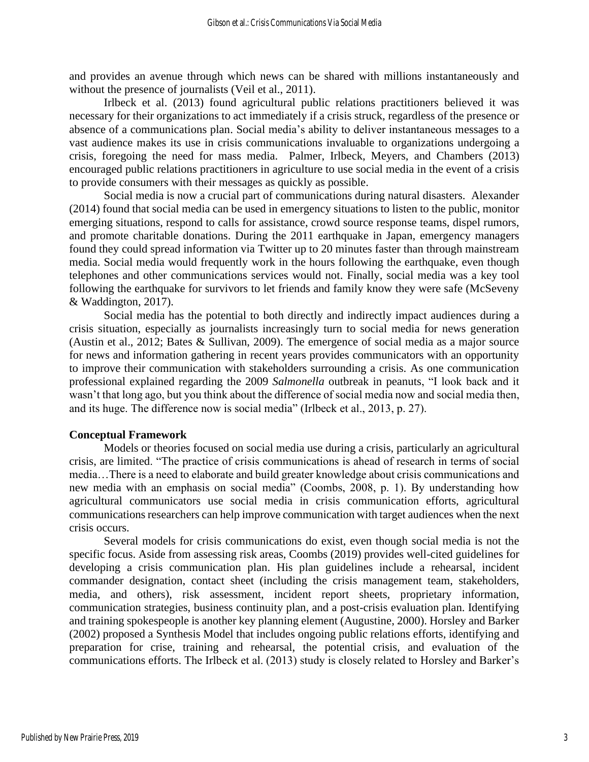and provides an avenue through which news can be shared with millions instantaneously and without the presence of journalists (Veil et al., 2011).

Irlbeck et al. (2013) found agricultural public relations practitioners believed it was necessary for their organizations to act immediately if a crisis struck, regardless of the presence or absence of a communications plan. Social media's ability to deliver instantaneous messages to a vast audience makes its use in crisis communications invaluable to organizations undergoing a crisis, foregoing the need for mass media. Palmer, Irlbeck, Meyers, and Chambers (2013) encouraged public relations practitioners in agriculture to use social media in the event of a crisis to provide consumers with their messages as quickly as possible.

Social media is now a crucial part of communications during natural disasters. Alexander (2014) found that social media can be used in emergency situations to listen to the public, monitor emerging situations, respond to calls for assistance, crowd source response teams, dispel rumors, and promote charitable donations. During the 2011 earthquake in Japan, emergency managers found they could spread information via Twitter up to 20 minutes faster than through mainstream media. Social media would frequently work in the hours following the earthquake, even though telephones and other communications services would not. Finally, social media was a key tool following the earthquake for survivors to let friends and family know they were safe (McSeveny & Waddington, 2017).

Social media has the potential to both directly and indirectly impact audiences during a crisis situation, especially as journalists increasingly turn to social media for news generation (Austin et al., 2012; Bates & Sullivan, 2009). The emergence of social media as a major source for news and information gathering in recent years provides communicators with an opportunity to improve their communication with stakeholders surrounding a crisis. As one communication professional explained regarding the 2009 *Salmonella* outbreak in peanuts, "I look back and it wasn't that long ago, but you think about the difference of social media now and social media then, and its huge. The difference now is social media" (Irlbeck et al., 2013, p. 27).

**Conceptual Framework**

Models or theories focused on social media use during a crisis, particularly an agricultural crisis, are limited. "The practice of crisis communications is ahead of research in terms of social media…There is a need to elaborate and build greater knowledge about crisis communications and new media with an emphasis on social media" (Coombs, 2008, p. 1). By understanding how agricultural communicators use social media in crisis communication efforts, agricultural communications researchers can help improve communication with target audiences when the next crisis occurs.

Several models for crisis communications do exist, even though social media is not the specific focus. Aside from assessing risk areas, Coombs (2019) provides well-cited guidelines for developing a crisis communication plan. His plan guidelines include a rehearsal, incident commander designation, contact sheet (including the crisis management team, stakeholders, media, and others), risk assessment, incident report sheets, proprietary information, communication strategies, business continuity plan, and a post-crisis evaluation plan. Identifying and training spokespeople is another key planning element (Augustine, 2000). Horsley and Barker (2002) proposed a Synthesis Model that includes ongoing public relations efforts, identifying and preparation for crise, training and rehearsal, the potential crisis, and evaluation of the communications efforts. The Irlbeck et al. (2013) study is closely related to Horsley and Barker's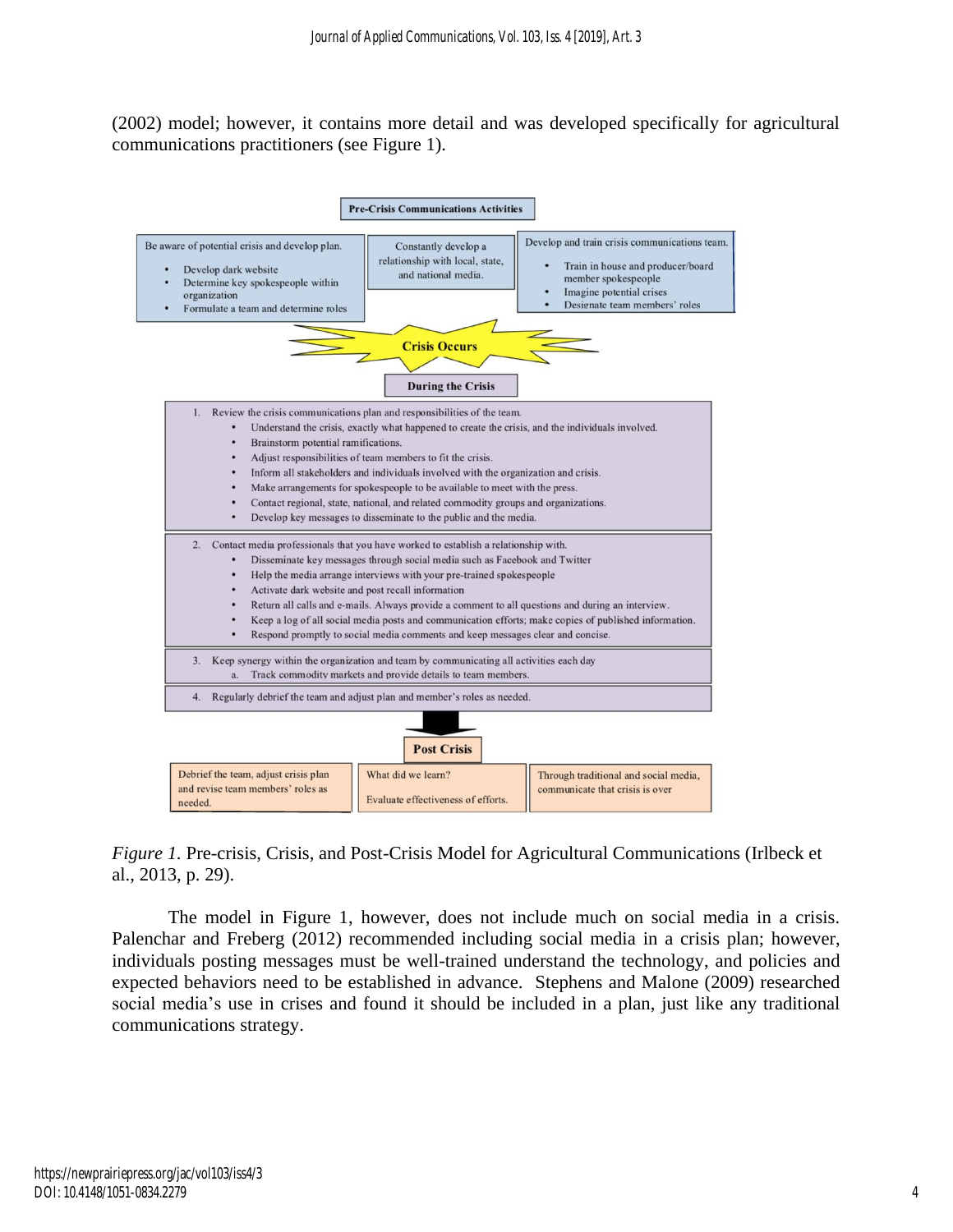(2002) model; however, it contains more detail and was developed specifically for agricultural communications practitioners (see Figure 1).

**Pre-Crisis Communications Activities**

Be aware of potential crisis and develop plan.

- Develop dark website
- Determine key spokespeople within organization
- Formulate a team and determine roles

Constantly develop a relationship with local, state, and national media.

Develop and train crisis communications team.

- Train in house and producer/board member spokespeople
- Imagine potential crises
- Designate team members' roles

**Crisis Occurs**

**During the Crisis**

1. Review the crisis communications plan and responsibilities of the team.
   - Understand the crisis, exactly what happened to create the crisis, and the individuals involved.
   - Brainstorm potential ramifications.
   - Adjust responsibilities of team members to fit the crisis.
   - Inform all stakeholders and individuals involved with the organization and crisis.
   - Make arrangements for spokespeople to be available to meet with the press.
   - Contact regional, state, national, and related commodity groups and organizations.
   - Develop key messages to disseminate to the public and the media.
2. Contact media professionals that you have worked to establish a relationship with.
   - Disseminate key messages through social media such as Facebook and Twitter
   - Help the media arrange interviews with your pre-trained spokespeople
   - Activate dark website and post recall information
   - Return all calls and e-mails. Always provide a comment to all questions and during an interview.
   - Keep a log of all social media posts and communication efforts; make copies of published information.
   - Respond promptly to social media comments and keep messages clear and concise.
3. Keep synergy within the organization and team by communicating all activities each day
   a. Track commodity markets and provide details to team members.
4. Regularly debrief the team and adjust plan and member's roles as needed.

**Post Crisis**

Debrief the team, adjust crisis plan and revise team members' roles as needed.

What did we learn?

Evaluate effectiveness of efforts.

Through traditional and social media, communicate that crisis is over

*Figure 1.* Pre-crisis, Crisis, and Post-Crisis Model for Agricultural Communications (Irlbeck et al., 2013, p. 29).

The model in Figure 1, however, does not include much on social media in a crisis. Palenchar and Freberg (2012) recommended including social media in a crisis plan; however, individuals posting messages must be well-trained understand the technology, and policies and expected behaviors need to be established in advance. Stephens and Malone (2009) researched social media's use in crises and found it should be included in a plan, just like any traditional communications strategy.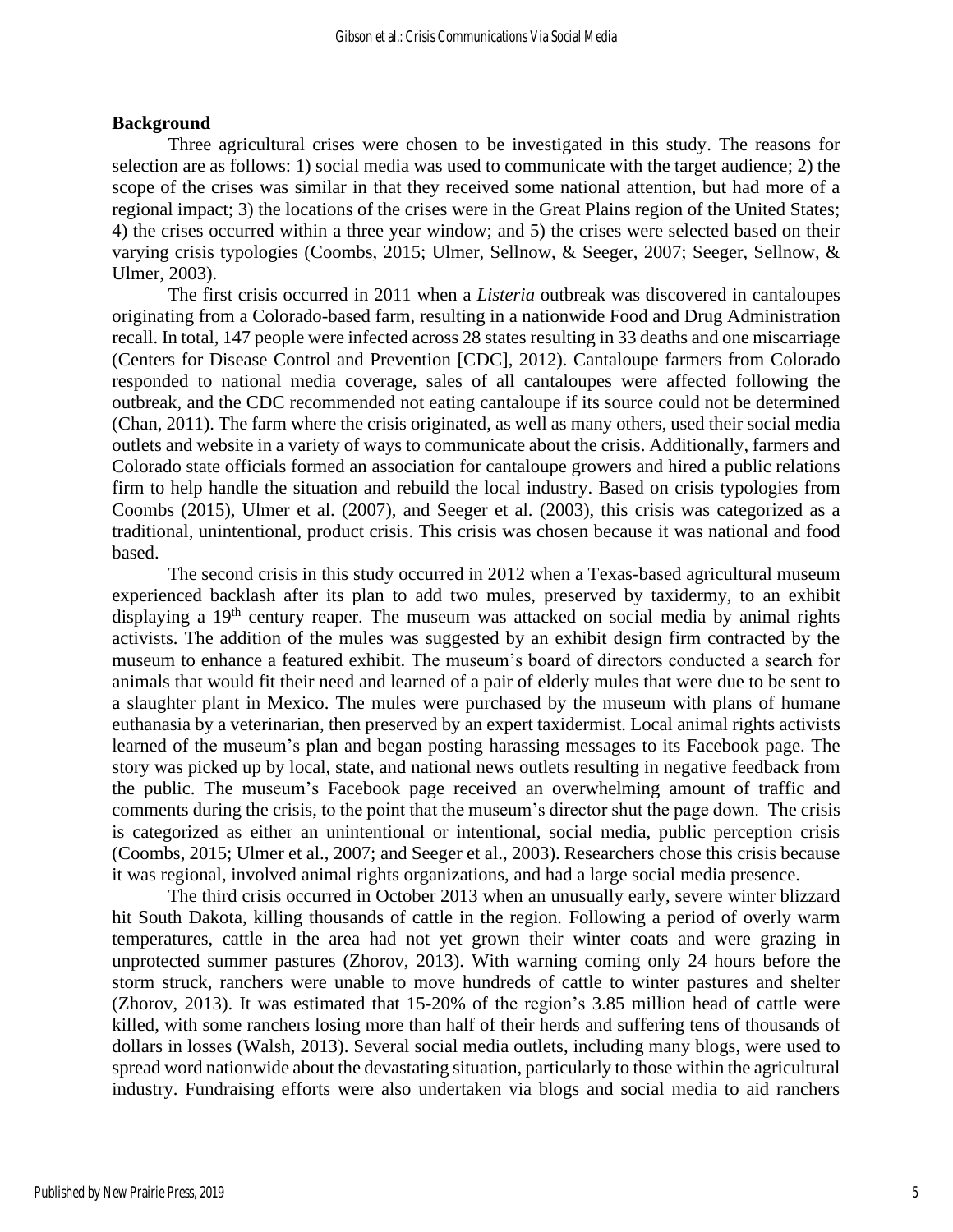## Background

Three agricultural crises were chosen to be investigated in this study. The reasons for selection are as follows: 1) social media was used to communicate with the target audience; 2) the scope of the crises was similar in that they received some national attention, but had more of a regional impact; 3) the locations of the crises were in the Great Plains region of the United States; 4) the crises occurred within a three year window; and 5) the crises were selected based on their varying crisis typologies (Coombs, 2015; Ulmer, Sellnow, & Seeger, 2007; Seeger, Sellnow, & Ulmer, 2003).

The first crisis occurred in 2011 when a *Listeria* outbreak was discovered in cantaloupes originating from a Colorado-based farm, resulting in a nationwide Food and Drug Administration recall. In total, 147 people were infected across 28 states resulting in 33 deaths and one miscarriage (Centers for Disease Control and Prevention [CDC], 2012). Cantaloupe farmers from Colorado responded to national media coverage, sales of all cantaloupes were affected following the outbreak, and the CDC recommended not eating cantaloupe if its source could not be determined (Chan, 2011). The farm where the crisis originated, as well as many others, used their social media outlets and website in a variety of ways to communicate about the crisis. Additionally, farmers and Colorado state officials formed an association for cantaloupe growers and hired a public relations firm to help handle the situation and rebuild the local industry. Based on crisis typologies from Coombs (2015), Ulmer et al. (2007), and Seeger et al. (2003), this crisis was categorized as a traditional, unintentional, product crisis. This crisis was chosen because it was national and food based.

The second crisis in this study occurred in 2012 when a Texas-based agricultural museum experienced backlash after its plan to add two mules, preserved by taxidermy, to an exhibit displaying a 19th century reaper. The museum was attacked on social media by animal rights activists. The addition of the mules was suggested by an exhibit design firm contracted by the museum to enhance a featured exhibit. The museum's board of directors conducted a search for animals that would fit their need and learned of a pair of elderly mules that were due to be sent to a slaughter plant in Mexico. The mules were purchased by the museum with plans of humane euthanasia by a veterinarian, then preserved by an expert taxidermist. Local animal rights activists learned of the museum's plan and began posting harassing messages to its Facebook page. The story was picked up by local, state, and national news outlets resulting in negative feedback from the public. The museum's Facebook page received an overwhelming amount of traffic and comments during the crisis, to the point that the museum's director shut the page down. The crisis is categorized as either an unintentional or intentional, social media, public perception crisis (Coombs, 2015; Ulmer et al., 2007; and Seeger et al., 2003). Researchers chose this crisis because it was regional, involved animal rights organizations, and had a large social media presence.

The third crisis occurred in October 2013 when an unusually early, severe winter blizzard hit South Dakota, killing thousands of cattle in the region. Following a period of overly warm temperatures, cattle in the area had not yet grown their winter coats and were grazing in unprotected summer pastures (Zhorov, 2013). With warning coming only 24 hours before the storm struck, ranchers were unable to move hundreds of cattle to winter pastures and shelter (Zhorov, 2013). It was estimated that 15-20% of the region's 3.85 million head of cattle were killed, with some ranchers losing more than half of their herds and suffering tens of thousands of dollars in losses (Walsh, 2013). Several social media outlets, including many blogs, were used to spread word nationwide about the devastating situation, particularly to those within the agricultural industry. Fundraising efforts were also undertaken via blogs and social media to aid ranchers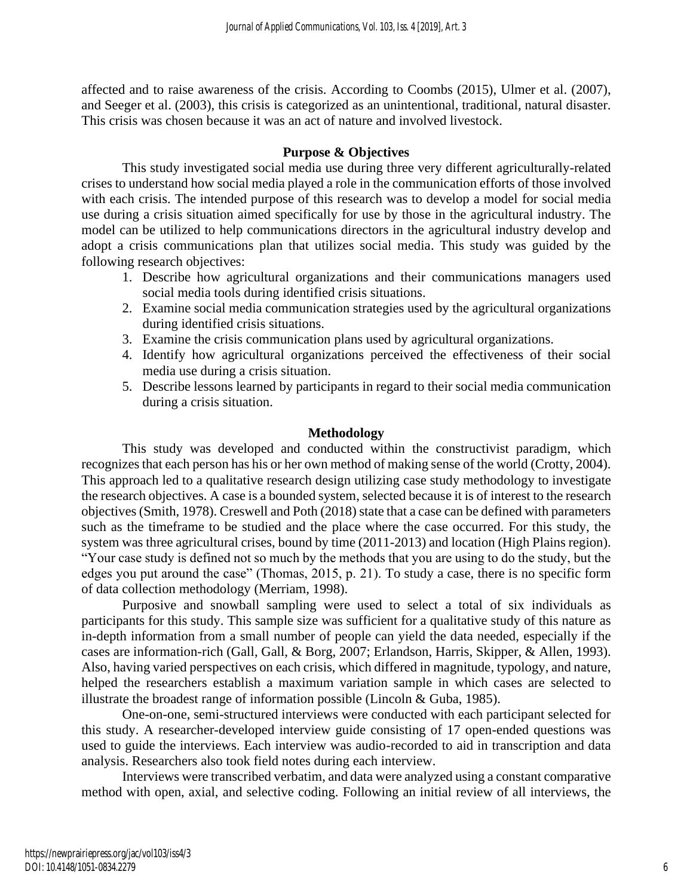affected and to raise awareness of the crisis. According to Coombs (2015), Ulmer et al. (2007), and Seeger et al. (2003), this crisis is categorized as an unintentional, traditional, natural disaster. This crisis was chosen because it was an act of nature and involved livestock.

## Purpose & Objectives

This study investigated social media use during three very different agriculturally-related crises to understand how social media played a role in the communication efforts of those involved with each crisis. The intended purpose of this research was to develop a model for social media use during a crisis situation aimed specifically for use by those in the agricultural industry. The model can be utilized to help communications directors in the agricultural industry develop and adopt a crisis communications plan that utilizes social media. This study was guided by the following research objectives:

1. Describe how agricultural organizations and their communications managers used social media tools during identified crisis situations.
2. Examine social media communication strategies used by the agricultural organizations during identified crisis situations.
3. Examine the crisis communication plans used by agricultural organizations.
4. Identify how agricultural organizations perceived the effectiveness of their social media use during a crisis situation.
5. Describe lessons learned by participants in regard to their social media communication during a crisis situation.

## Methodology

This study was developed and conducted within the constructivist paradigm, which recognizes that each person has his or her own method of making sense of the world (Crotty, 2004). This approach led to a qualitative research design utilizing case study methodology to investigate the research objectives. A case is a bounded system, selected because it is of interest to the research objectives (Smith, 1978). Creswell and Poth (2018) state that a case can be defined with parameters such as the timeframe to be studied and the place where the case occurred. For this study, the system was three agricultural crises, bound by time (2011-2013) and location (High Plains region). "Your case study is defined not so much by the methods that you are using to do the study, but the edges you put around the case" (Thomas, 2015, p. 21). To study a case, there is no specific form of data collection methodology (Merriam, 1998).

Purposive and snowball sampling were used to select a total of six individuals as participants for this study. This sample size was sufficient for a qualitative study of this nature as in-depth information from a small number of people can yield the data needed, especially if the cases are information-rich (Gall, Gall, & Borg, 2007; Erlandson, Harris, Skipper, & Allen, 1993). Also, having varied perspectives on each crisis, which differed in magnitude, typology, and nature, helped the researchers establish a maximum variation sample in which cases are selected to illustrate the broadest range of information possible (Lincoln & Guba, 1985).

One-on-one, semi-structured interviews were conducted with each participant selected for this study. A researcher-developed interview guide consisting of 17 open-ended questions was used to guide the interviews. Each interview was audio-recorded to aid in transcription and data analysis. Researchers also took field notes during each interview.

Interviews were transcribed verbatim, and data were analyzed using a constant comparative method with open, axial, and selective coding. Following an initial review of all interviews, the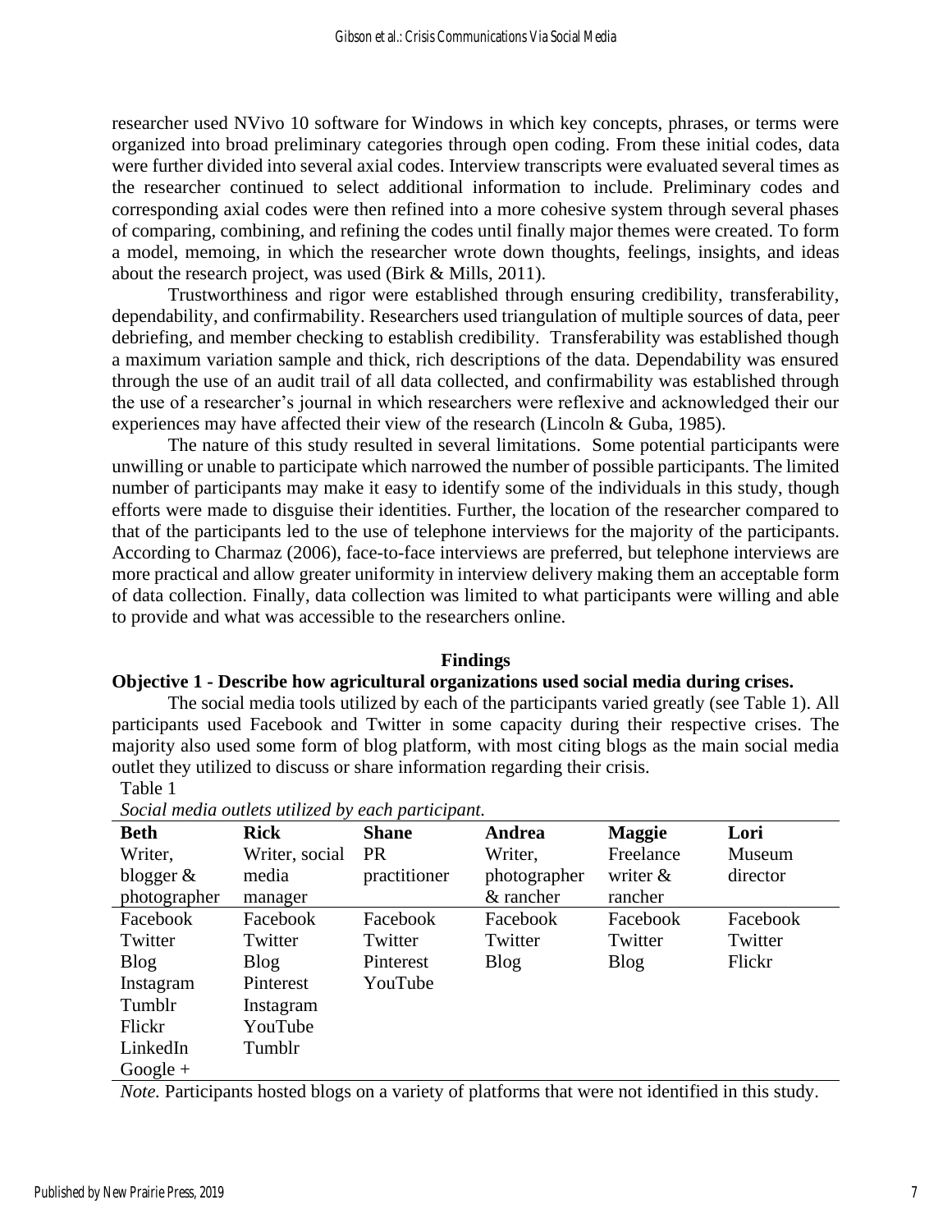researcher used NVivo 10 software for Windows in which key concepts, phrases, or terms were organized into broad preliminary categories through open coding. From these initial codes, data were further divided into several axial codes. Interview transcripts were evaluated several times as the researcher continued to select additional information to include. Preliminary codes and corresponding axial codes were then refined into a more cohesive system through several phases of comparing, combining, and refining the codes until finally major themes were created. To form a model, memoing, in which the researcher wrote down thoughts, feelings, insights, and ideas about the research project, was used (Birk & Mills, 2011).

Trustworthiness and rigor were established through ensuring credibility, transferability, dependability, and confirmability. Researchers used triangulation of multiple sources of data, peer debriefing, and member checking to establish credibility. Transferability was established though a maximum variation sample and thick, rich descriptions of the data. Dependability was ensured through the use of an audit trail of all data collected, and confirmability was established through the use of a researcher's journal in which researchers were reflexive and acknowledged their our experiences may have affected their view of the research (Lincoln & Guba, 1985).

The nature of this study resulted in several limitations. Some potential participants were unwilling or unable to participate which narrowed the number of possible participants. The limited number of participants may make it easy to identify some of the individuals in this study, though efforts were made to disguise their identities. Further, the location of the researcher compared to that of the participants led to the use of telephone interviews for the majority of the participants. According to Charmaz (2006), face-to-face interviews are preferred, but telephone interviews are more practical and allow greater uniformity in interview delivery making them an acceptable form of data collection. Finally, data collection was limited to what participants were willing and able to provide and what was accessible to the researchers online.

## Findings

### Objective 1 - Describe how agricultural organizations used social media during crises.

The social media tools utilized by each of the participants varied greatly (see Table 1). All participants used Facebook and Twitter in some capacity during their respective crises. The majority also used some form of blog platform, with most citing blogs as the main social media outlet they utilized to discuss or share information regarding their crisis.

Table 1

*Social media outlets utilized by each participant.*

| **Beth** Writer, blogger & photographer | **Rick** Writer, social media manager | **Shane** PR practitioner | **Andrea** Writer, photographer & rancher | **Maggie** Freelance writer & rancher | **Lori** Museum director |
|---|---|---|---|---|---|
| Facebook | Facebook | Facebook | Facebook | Facebook | Facebook |
| Twitter | Twitter | Twitter | Twitter | Twitter | Twitter |
| Blog | Blog | Pinterest | Blog | Blog | Flickr |
| Instagram | Pinterest | YouTube | | | |
| Tumblr | Instagram | | | | |
| Flickr | YouTube | | | | |
| LinkedIn | Tumblr | | | | |
| Google + | | | | | |

*Note.* Participants hosted blogs on a variety of platforms that were not identified in this study.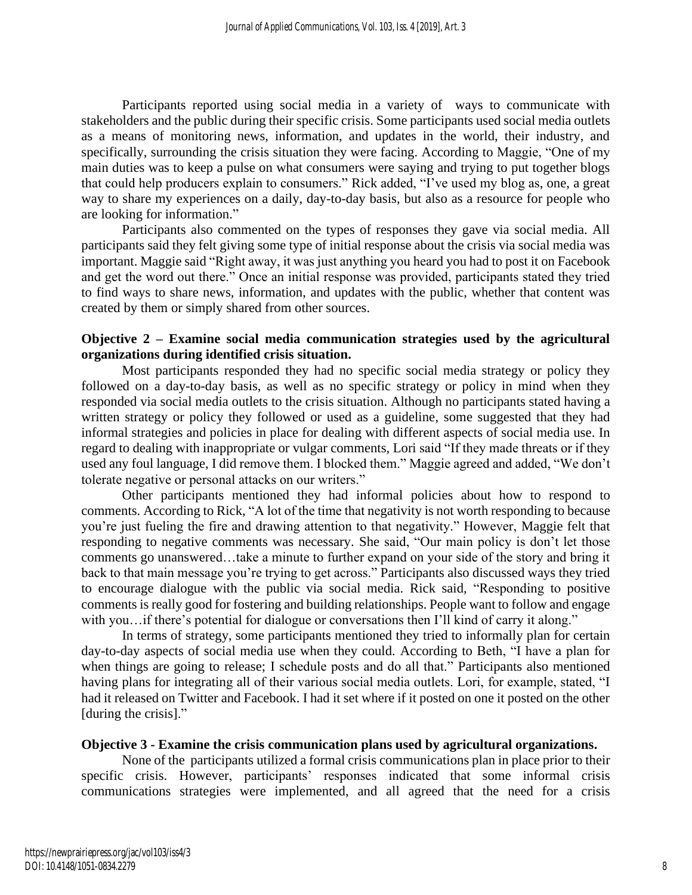Participants reported using social media in a variety of ways to communicate with stakeholders and the public during their specific crisis. Some participants used social media outlets as a means of monitoring news, information, and updates in the world, their industry, and specifically, surrounding the crisis situation they were facing. According to Maggie, "One of my main duties was to keep a pulse on what consumers were saying and trying to put together blogs that could help producers explain to consumers." Rick added, "I've used my blog as, one, a great way to share my experiences on a daily, day-to-day basis, but also as a resource for people who are looking for information."

Participants also commented on the types of responses they gave via social media. All participants said they felt giving some type of initial response about the crisis via social media was important. Maggie said "Right away, it was just anything you heard you had to post it on Facebook and get the word out there." Once an initial response was provided, participants stated they tried to find ways to share news, information, and updates with the public, whether that content was created by them or simply shared from other sources.

**Objective 2 – Examine social media communication strategies used by the agricultural organizations during identified crisis situation.**

Most participants responded they had no specific social media strategy or policy they followed on a day-to-day basis, as well as no specific strategy or policy in mind when they responded via social media outlets to the crisis situation. Although no participants stated having a written strategy or policy they followed or used as a guideline, some suggested that they had informal strategies and policies in place for dealing with different aspects of social media use. In regard to dealing with inappropriate or vulgar comments, Lori said "If they made threats or if they used any foul language, I did remove them. I blocked them." Maggie agreed and added, "We don't tolerate negative or personal attacks on our writers."

Other participants mentioned they had informal policies about how to respond to comments. According to Rick, "A lot of the time that negativity is not worth responding to because you're just fueling the fire and drawing attention to that negativity." However, Maggie felt that responding to negative comments was necessary. She said, "Our main policy is don't let those comments go unanswered…take a minute to further expand on your side of the story and bring it back to that main message you're trying to get across." Participants also discussed ways they tried to encourage dialogue with the public via social media. Rick said, "Responding to positive comments is really good for fostering and building relationships. People want to follow and engage with you…if there's potential for dialogue or conversations then I'll kind of carry it along."

In terms of strategy, some participants mentioned they tried to informally plan for certain day-to-day aspects of social media use when they could. According to Beth, "I have a plan for when things are going to release; I schedule posts and do all that." Participants also mentioned having plans for integrating all of their various social media outlets. Lori, for example, stated, "I had it released on Twitter and Facebook. I had it set where if it posted on one it posted on the other [during the crisis]."

**Objective 3 - Examine the crisis communication plans used by agricultural organizations.**

None of the participants utilized a formal crisis communications plan in place prior to their specific crisis. However, participants' responses indicated that some informal crisis communications strategies were implemented, and all agreed that the need for a crisis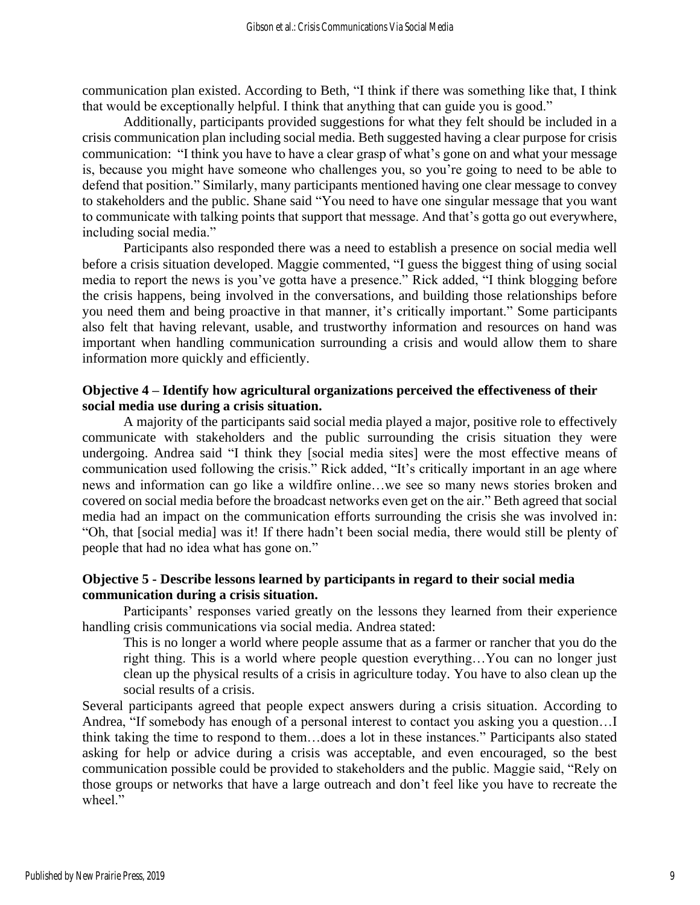communication plan existed. According to Beth, "I think if there was something like that, I think that would be exceptionally helpful. I think that anything that can guide you is good."

Additionally, participants provided suggestions for what they felt should be included in a crisis communication plan including social media. Beth suggested having a clear purpose for crisis communication: "I think you have to have a clear grasp of what's gone on and what your message is, because you might have someone who challenges you, so you're going to need to be able to defend that position." Similarly, many participants mentioned having one clear message to convey to stakeholders and the public. Shane said "You need to have one singular message that you want to communicate with talking points that support that message. And that's gotta go out everywhere, including social media."

Participants also responded there was a need to establish a presence on social media well before a crisis situation developed. Maggie commented, "I guess the biggest thing of using social media to report the news is you've gotta have a presence." Rick added, "I think blogging before the crisis happens, being involved in the conversations, and building those relationships before you need them and being proactive in that manner, it's critically important." Some participants also felt that having relevant, usable, and trustworthy information and resources on hand was important when handling communication surrounding a crisis and would allow them to share information more quickly and efficiently.

### Objective 4 – Identify how agricultural organizations perceived the effectiveness of their social media use during a crisis situation.

A majority of the participants said social media played a major, positive role to effectively communicate with stakeholders and the public surrounding the crisis situation they were undergoing. Andrea said "I think they [social media sites] were the most effective means of communication used following the crisis." Rick added, "It's critically important in an age where news and information can go like a wildfire online…we see so many news stories broken and covered on social media before the broadcast networks even get on the air." Beth agreed that social media had an impact on the communication efforts surrounding the crisis she was involved in: "Oh, that [social media] was it! If there hadn't been social media, there would still be plenty of people that had no idea what has gone on."

### Objective 5 - Describe lessons learned by participants in regard to their social media communication during a crisis situation.

Participants' responses varied greatly on the lessons they learned from their experience handling crisis communications via social media. Andrea stated:

> This is no longer a world where people assume that as a farmer or rancher that you do the right thing. This is a world where people question everything…You can no longer just clean up the physical results of a crisis in agriculture today. You have to also clean up the social results of a crisis.

Several participants agreed that people expect answers during a crisis situation. According to Andrea, "If somebody has enough of a personal interest to contact you asking you a question…I think taking the time to respond to them…does a lot in these instances." Participants also stated asking for help or advice during a crisis was acceptable, and even encouraged, so the best communication possible could be provided to stakeholders and the public. Maggie said, "Rely on those groups or networks that have a large outreach and don't feel like you have to recreate the wheel."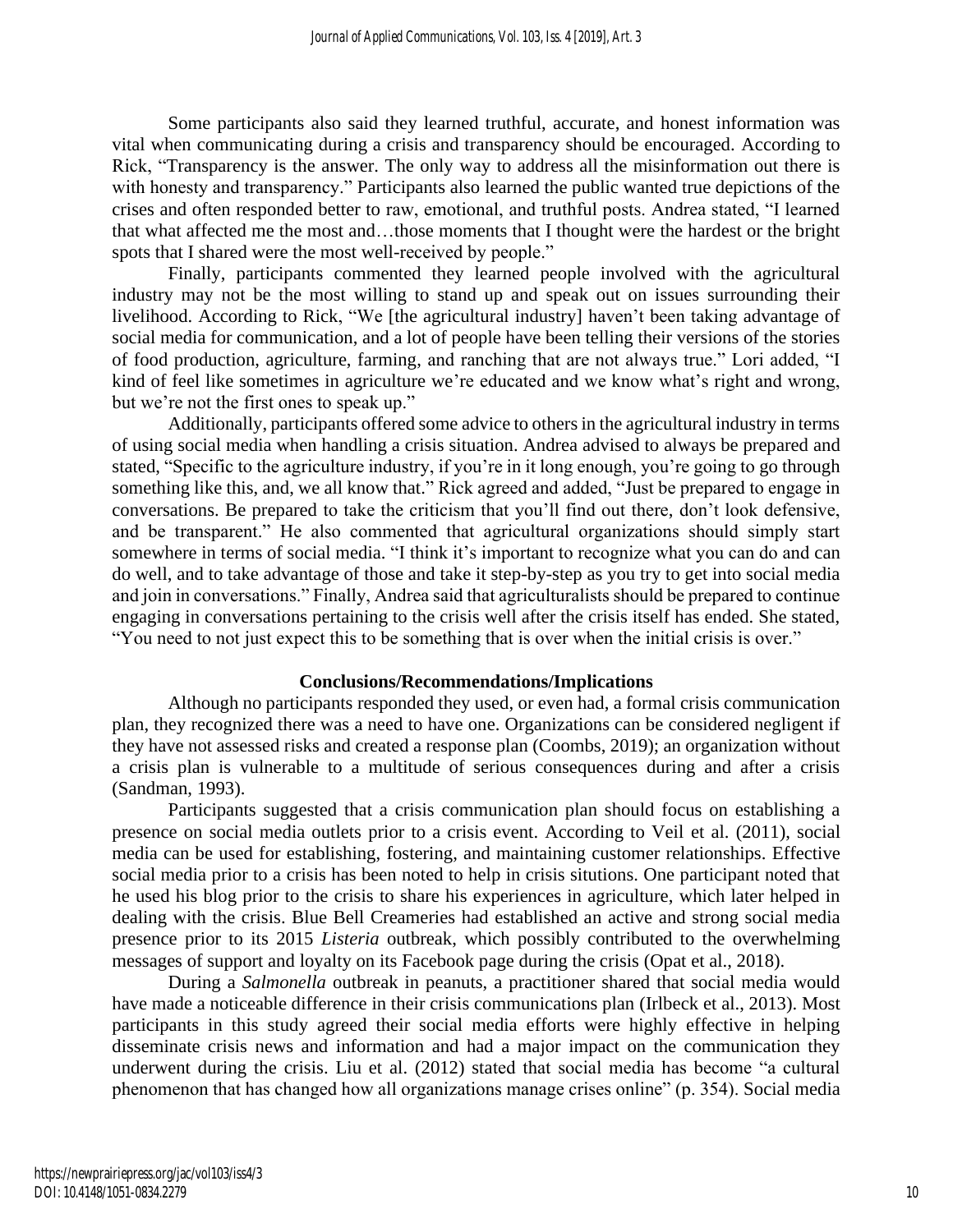Some participants also said they learned truthful, accurate, and honest information was vital when communicating during a crisis and transparency should be encouraged. According to Rick, "Transparency is the answer. The only way to address all the misinformation out there is with honesty and transparency." Participants also learned the public wanted true depictions of the crises and often responded better to raw, emotional, and truthful posts. Andrea stated, "I learned that what affected me the most and…those moments that I thought were the hardest or the bright spots that I shared were the most well-received by people."

Finally, participants commented they learned people involved with the agricultural industry may not be the most willing to stand up and speak out on issues surrounding their livelihood. According to Rick, "We [the agricultural industry] haven't been taking advantage of social media for communication, and a lot of people have been telling their versions of the stories of food production, agriculture, farming, and ranching that are not always true." Lori added, "I kind of feel like sometimes in agriculture we're educated and we know what's right and wrong, but we're not the first ones to speak up."

Additionally, participants offered some advice to others in the agricultural industry in terms of using social media when handling a crisis situation. Andrea advised to always be prepared and stated, "Specific to the agriculture industry, if you're in it long enough, you're going to go through something like this, and, we all know that." Rick agreed and added, "Just be prepared to engage in conversations. Be prepared to take the criticism that you'll find out there, don't look defensive, and be transparent." He also commented that agricultural organizations should simply start somewhere in terms of social media. "I think it's important to recognize what you can do and can do well, and to take advantage of those and take it step-by-step as you try to get into social media and join in conversations." Finally, Andrea said that agriculturalists should be prepared to continue engaging in conversations pertaining to the crisis well after the crisis itself has ended. She stated, "You need to not just expect this to be something that is over when the initial crisis is over."

## Conclusions/Recommendations/Implications

Although no participants responded they used, or even had, a formal crisis communication plan, they recognized there was a need to have one. Organizations can be considered negligent if they have not assessed risks and created a response plan (Coombs, 2019); an organization without a crisis plan is vulnerable to a multitude of serious consequences during and after a crisis (Sandman, 1993).

Participants suggested that a crisis communication plan should focus on establishing a presence on social media outlets prior to a crisis event. According to Veil et al. (2011), social media can be used for establishing, fostering, and maintaining customer relationships. Effective social media prior to a crisis has been noted to help in crisis situtions. One participant noted that he used his blog prior to the crisis to share his experiences in agriculture, which later helped in dealing with the crisis. Blue Bell Creameries had established an active and strong social media presence prior to its 2015 *Listeria* outbreak, which possibly contributed to the overwhelming messages of support and loyalty on its Facebook page during the crisis (Opat et al., 2018).

During a *Salmonella* outbreak in peanuts, a practitioner shared that social media would have made a noticeable difference in their crisis communications plan (Irlbeck et al., 2013). Most participants in this study agreed their social media efforts were highly effective in helping disseminate crisis news and information and had a major impact on the communication they underwent during the crisis. Liu et al. (2012) stated that social media has become "a cultural phenomenon that has changed how all organizations manage crises online" (p. 354). Social media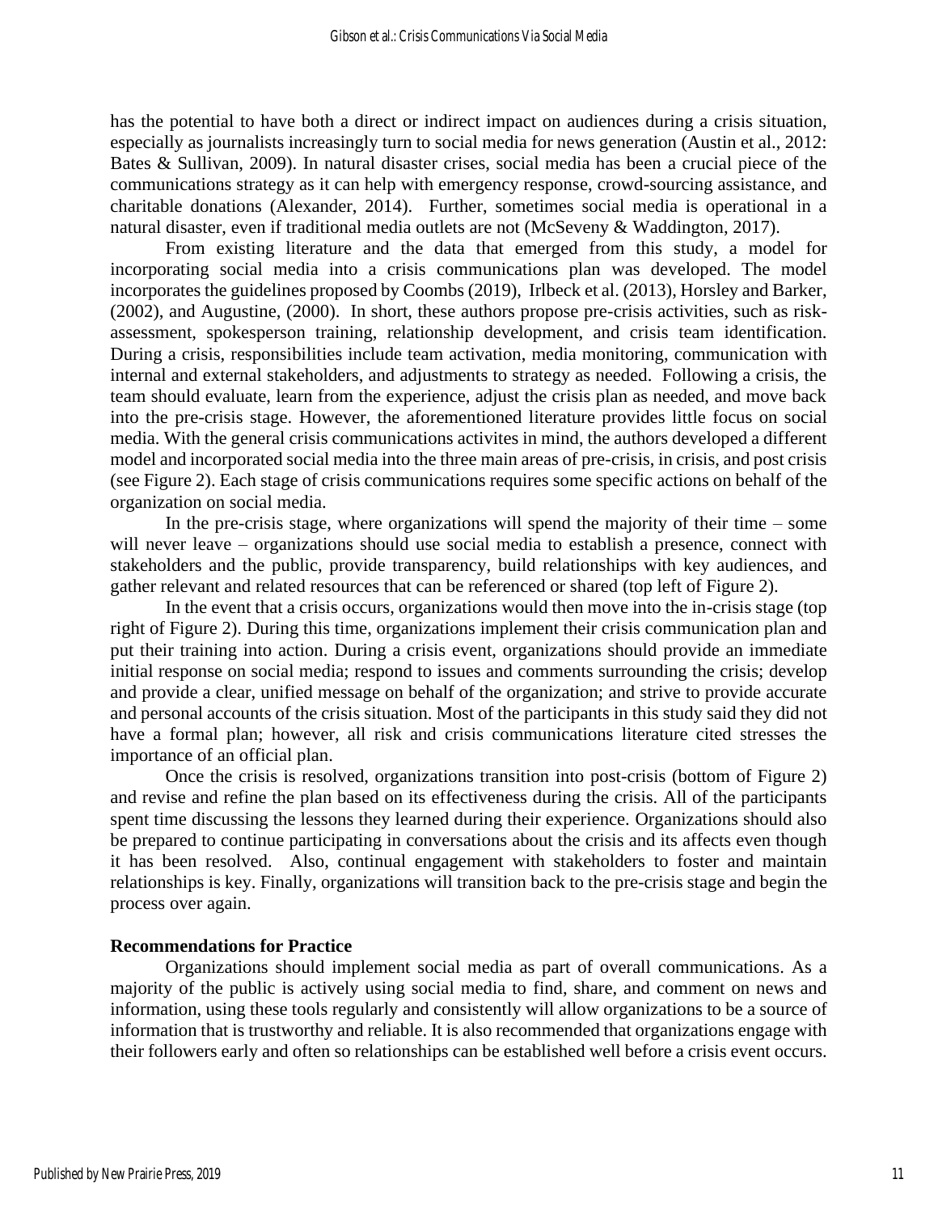has the potential to have both a direct or indirect impact on audiences during a crisis situation, especially as journalists increasingly turn to social media for news generation (Austin et al., 2012: Bates & Sullivan, 2009). In natural disaster crises, social media has been a crucial piece of the communications strategy as it can help with emergency response, crowd-sourcing assistance, and charitable donations (Alexander, 2014). Further, sometimes social media is operational in a natural disaster, even if traditional media outlets are not (McSeveny & Waddington, 2017).

From existing literature and the data that emerged from this study, a model for incorporating social media into a crisis communications plan was developed. The model incorporates the guidelines proposed by Coombs (2019), Irlbeck et al. (2013), Horsley and Barker, (2002), and Augustine, (2000). In short, these authors propose pre-crisis activities, such as risk-assessment, spokesperson training, relationship development, and crisis team identification. During a crisis, responsibilities include team activation, media monitoring, communication with internal and external stakeholders, and adjustments to strategy as needed. Following a crisis, the team should evaluate, learn from the experience, adjust the crisis plan as needed, and move back into the pre-crisis stage. However, the aforementioned literature provides little focus on social media. With the general crisis communications activites in mind, the authors developed a different model and incorporated social media into the three main areas of pre-crisis, in crisis, and post crisis (see Figure 2). Each stage of crisis communications requires some specific actions on behalf of the organization on social media.

In the pre-crisis stage, where organizations will spend the majority of their time – some will never leave – organizations should use social media to establish a presence, connect with stakeholders and the public, provide transparency, build relationships with key audiences, and gather relevant and related resources that can be referenced or shared (top left of Figure 2).

In the event that a crisis occurs, organizations would then move into the in-crisis stage (top right of Figure 2). During this time, organizations implement their crisis communication plan and put their training into action. During a crisis event, organizations should provide an immediate initial response on social media; respond to issues and comments surrounding the crisis; develop and provide a clear, unified message on behalf of the organization; and strive to provide accurate and personal accounts of the crisis situation. Most of the participants in this study said they did not have a formal plan; however, all risk and crisis communications literature cited stresses the importance of an official plan.

Once the crisis is resolved, organizations transition into post-crisis (bottom of Figure 2) and revise and refine the plan based on its effectiveness during the crisis. All of the participants spent time discussing the lessons they learned during their experience. Organizations should also be prepared to continue participating in conversations about the crisis and its affects even though it has been resolved. Also, continual engagement with stakeholders to foster and maintain relationships is key. Finally, organizations will transition back to the pre-crisis stage and begin the process over again.

### Recommendations for Practice

Organizations should implement social media as part of overall communications. As a majority of the public is actively using social media to find, share, and comment on news and information, using these tools regularly and consistently will allow organizations to be a source of information that is trustworthy and reliable. It is also recommended that organizations engage with their followers early and often so relationships can be established well before a crisis event occurs.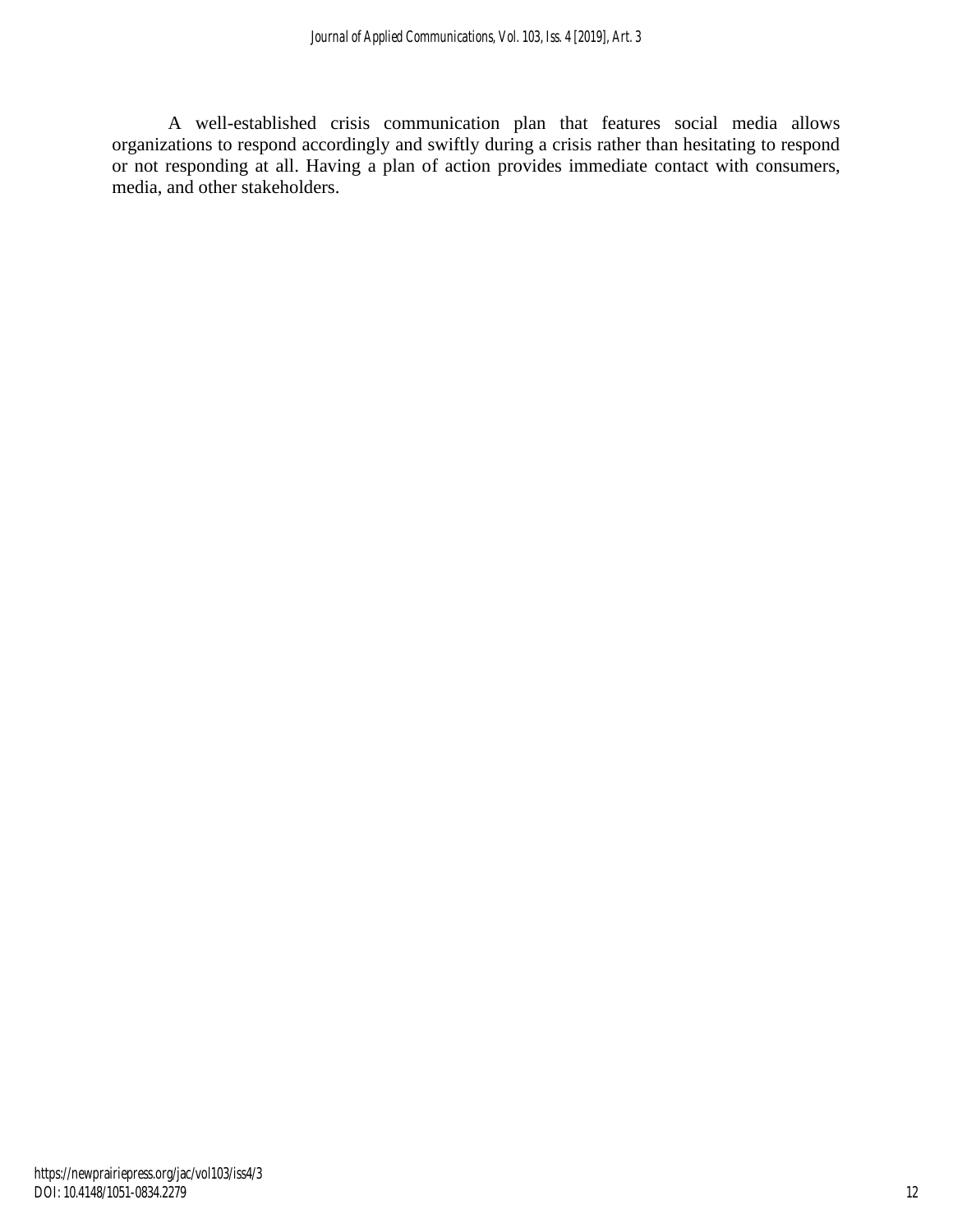A well-established crisis communication plan that features social media allows organizations to respond accordingly and swiftly during a crisis rather than hesitating to respond or not responding at all. Having a plan of action provides immediate contact with consumers, media, and other stakeholders.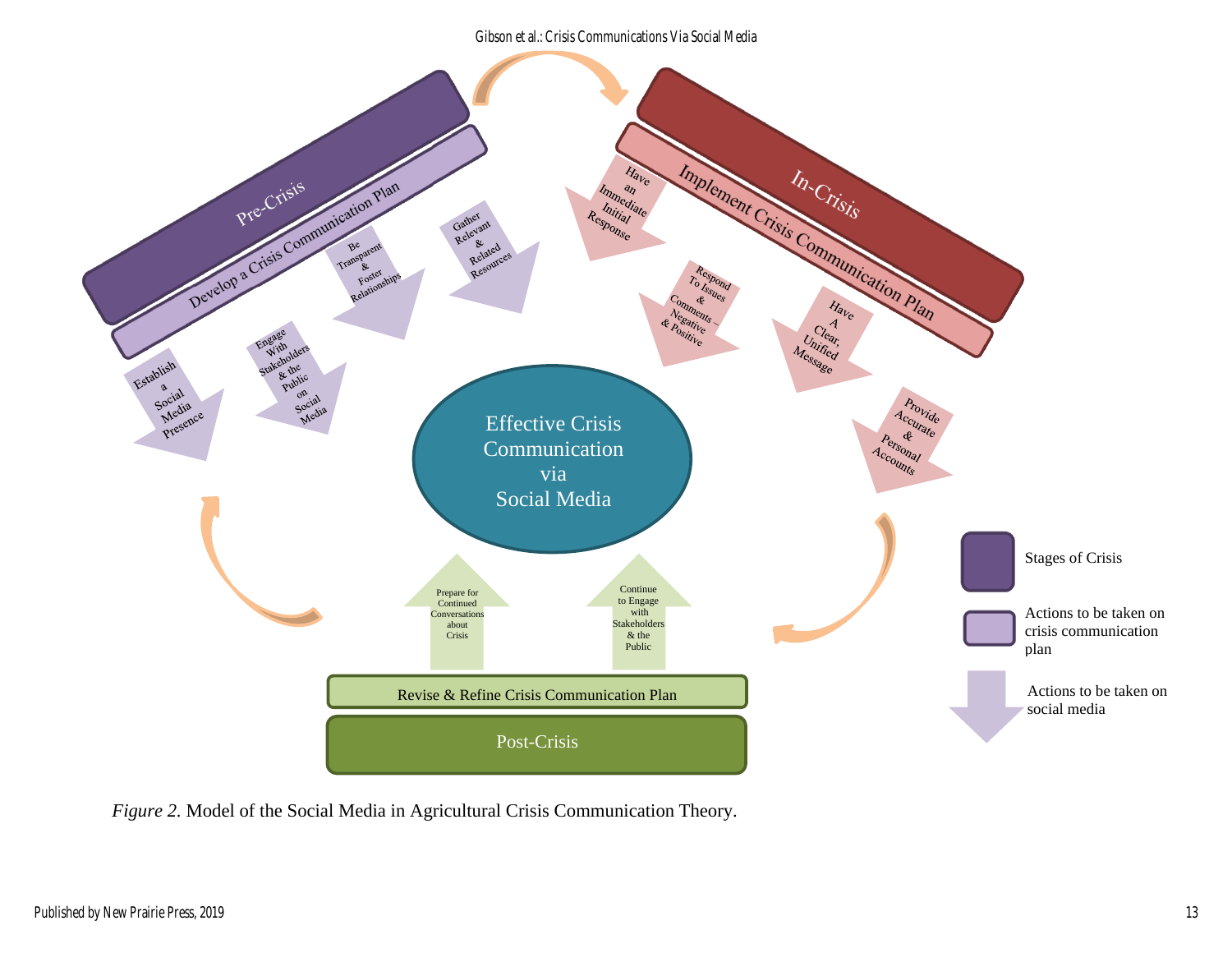Pre-Crisis

Develop a Crisis Communication Plan

- Establish a Social Media Presence
- Engage With Stakeholders & the Public on Social Media
- Be Transparent & Foster Relationships
- Gather Relevant & Related Resources

In-Crisis

Implement Crisis Communication Plan

- Have an Immediate Initial Response
- Respond To Issues & Comments – Negative & Positive
- Have A Clear, Unified Message
- Provide Accurate & Personal Accounts

Effective Crisis Communication via Social Media

Post-Crisis

Revise & Refine Crisis Communication Plan

- Prepare for Continued Conversations about Crisis
- Continue to Engage with Stakeholders & the Public

Legend:

- Stages of Crisis
- Actions to be taken on crisis communication plan
- Actions to be taken on social media

*Figure 2.* Model of the Social Media in Agricultural Crisis Communication Theory.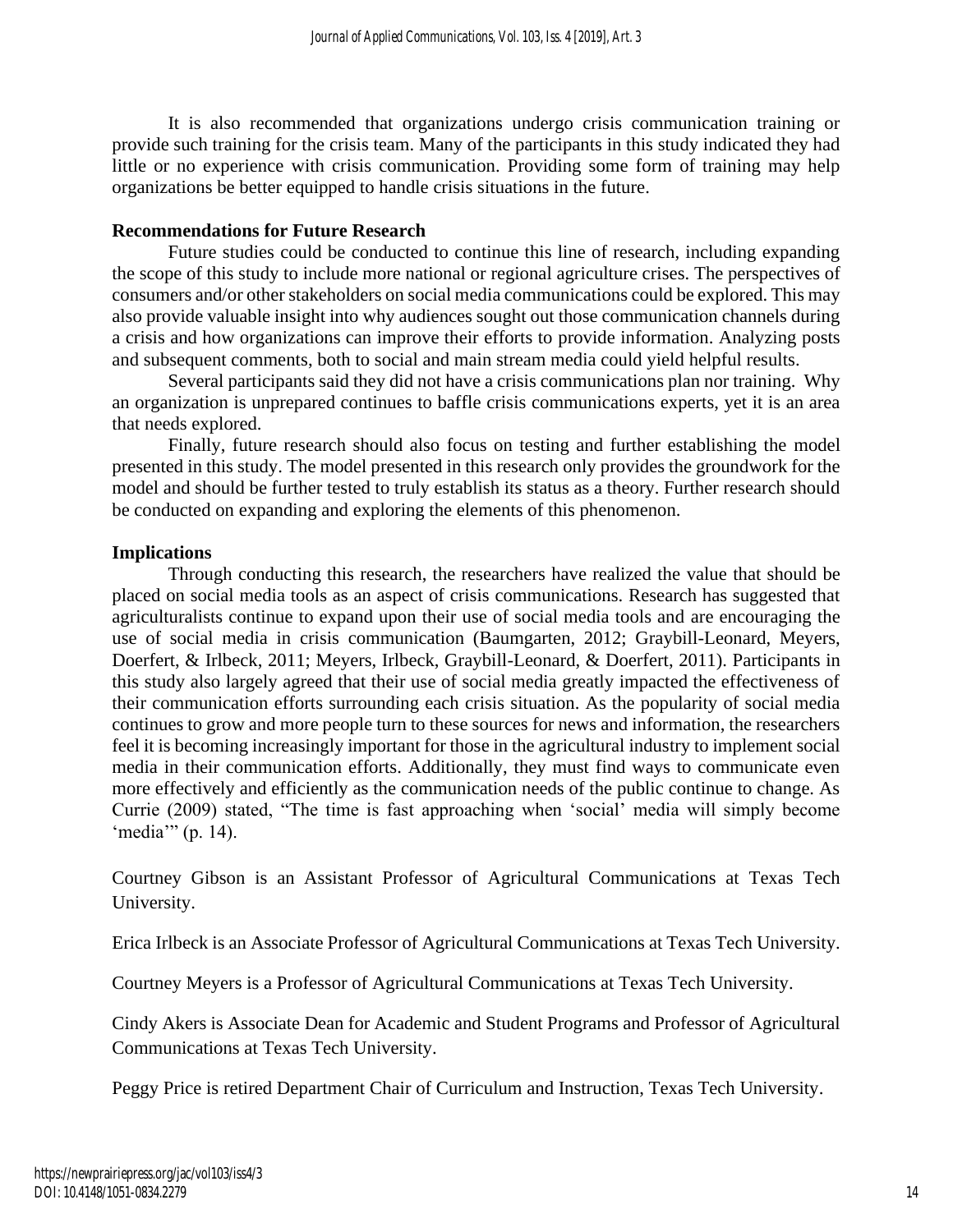It is also recommended that organizations undergo crisis communication training or provide such training for the crisis team. Many of the participants in this study indicated they had little or no experience with crisis communication. Providing some form of training may help organizations be better equipped to handle crisis situations in the future.

### Recommendations for Future Research

Future studies could be conducted to continue this line of research, including expanding the scope of this study to include more national or regional agriculture crises. The perspectives of consumers and/or other stakeholders on social media communications could be explored. This may also provide valuable insight into why audiences sought out those communication channels during a crisis and how organizations can improve their efforts to provide information. Analyzing posts and subsequent comments, both to social and main stream media could yield helpful results.

Several participants said they did not have a crisis communications plan nor training. Why an organization is unprepared continues to baffle crisis communications experts, yet it is an area that needs explored.

Finally, future research should also focus on testing and further establishing the model presented in this study. The model presented in this research only provides the groundwork for the model and should be further tested to truly establish its status as a theory. Further research should be conducted on expanding and exploring the elements of this phenomenon.

### Implications

Through conducting this research, the researchers have realized the value that should be placed on social media tools as an aspect of crisis communications. Research has suggested that agriculturalists continue to expand upon their use of social media tools and are encouraging the use of social media in crisis communication (Baumgarten, 2012; Graybill-Leonard, Meyers, Doerfert, & Irlbeck, 2011; Meyers, Irlbeck, Graybill-Leonard, & Doerfert, 2011). Participants in this study also largely agreed that their use of social media greatly impacted the effectiveness of their communication efforts surrounding each crisis situation. As the popularity of social media continues to grow and more people turn to these sources for news and information, the researchers feel it is becoming increasingly important for those in the agricultural industry to implement social media in their communication efforts. Additionally, they must find ways to communicate even more effectively and efficiently as the communication needs of the public continue to change. As Currie (2009) stated, "The time is fast approaching when 'social' media will simply become 'media'" (p. 14).

Courtney Gibson is an Assistant Professor of Agricultural Communications at Texas Tech University.

Erica Irlbeck is an Associate Professor of Agricultural Communications at Texas Tech University.

Courtney Meyers is a Professor of Agricultural Communications at Texas Tech University.

Cindy Akers is Associate Dean for Academic and Student Programs and Professor of Agricultural Communications at Texas Tech University.

Peggy Price is retired Department Chair of Curriculum and Instruction, Texas Tech University.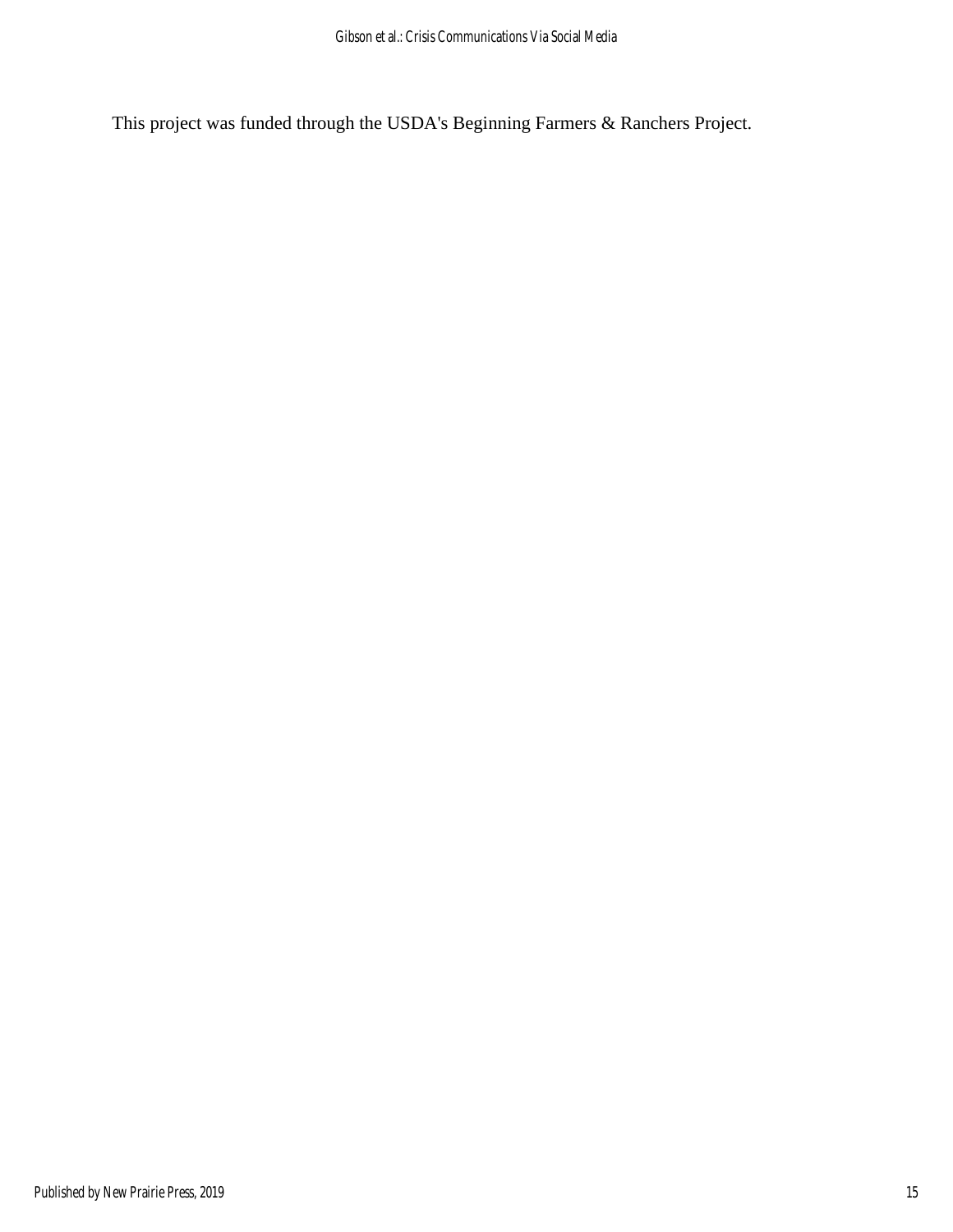This project was funded through the USDA's Beginning Farmers & Ranchers Project.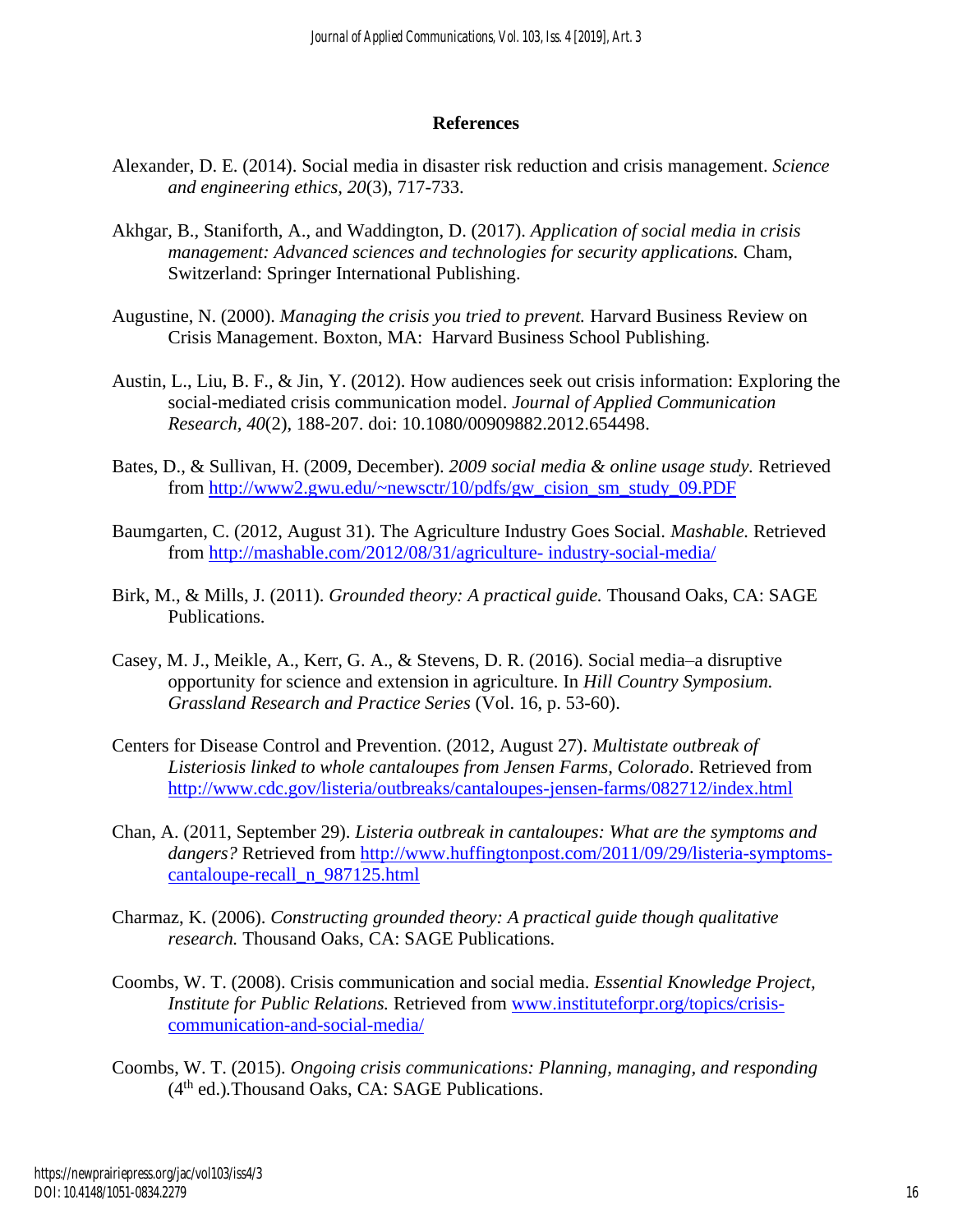## References

Alexander, D. E. (2014). Social media in disaster risk reduction and crisis management. *Science and engineering ethics, 20*(3), 717-733.

Akhgar, B., Staniforth, A., and Waddington, D. (2017). *Application of social media in crisis management: Advanced sciences and technologies for security applications.* Cham, Switzerland: Springer International Publishing.

Augustine, N. (2000). *Managing the crisis you tried to prevent.* Harvard Business Review on Crisis Management. Boxton, MA: Harvard Business School Publishing.

Austin, L., Liu, B. F., & Jin, Y. (2012). How audiences seek out crisis information: Exploring the social-mediated crisis communication model. *Journal of Applied Communication Research, 40*(2), 188-207. doi: 10.1080/00909882.2012.654498.

Bates, D., & Sullivan, H. (2009, December). *2009 social media & online usage study.* Retrieved from http://www2.gwu.edu/~newsctr/10/pdfs/gw_cision_sm_study_09.PDF

Baumgarten, C. (2012, August 31). The Agriculture Industry Goes Social. *Mashable.* Retrieved from http://mashable.com/2012/08/31/agriculture- industry-social-media/

Birk, M., & Mills, J. (2011). *Grounded theory: A practical guide.* Thousand Oaks, CA: SAGE Publications.

Casey, M. J., Meikle, A., Kerr, G. A., & Stevens, D. R. (2016). Social media–a disruptive opportunity for science and extension in agriculture. In *Hill Country Symposium. Grassland Research and Practice Series* (Vol. 16, p. 53-60).

Centers for Disease Control and Prevention. (2012, August 27). *Multistate outbreak of Listeriosis linked to whole cantaloupes from Jensen Farms, Colorado*. Retrieved from http://www.cdc.gov/listeria/outbreaks/cantaloupes-jensen-farms/082712/index.html

Chan, A. (2011, September 29). *Listeria outbreak in cantaloupes: What are the symptoms and dangers?* Retrieved from http://www.huffingtonpost.com/2011/09/29/listeria-symptoms-cantaloupe-recall_n_987125.html

Charmaz, K. (2006). *Constructing grounded theory: A practical guide though qualitative research.* Thousand Oaks, CA: SAGE Publications.

Coombs, W. T. (2008). Crisis communication and social media. *Essential Knowledge Project, Institute for Public Relations.* Retrieved from www.instituteforpr.org/topics/crisis-communication-and-social-media/

Coombs, W. T. (2015). *Ongoing crisis communications: Planning, managing, and responding* (4th ed.).Thousand Oaks, CA: SAGE Publications.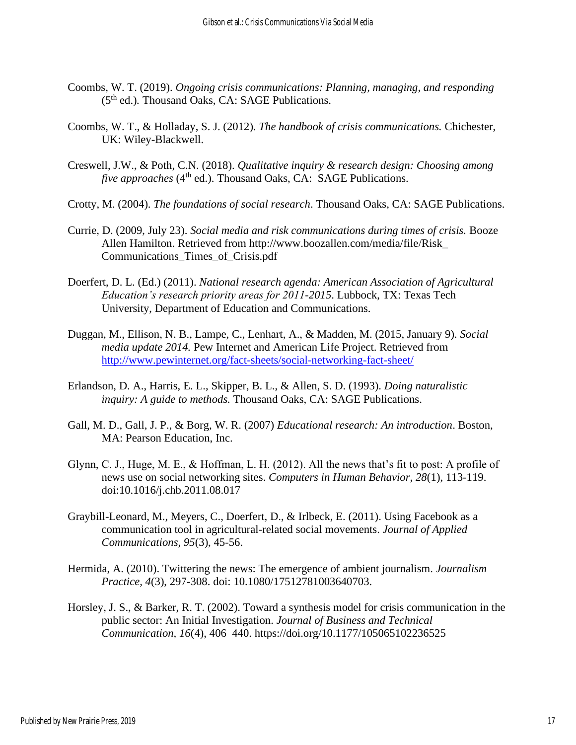Coombs, W. T. (2019). *Ongoing crisis communications: Planning, managing, and responding* (5th ed.). Thousand Oaks, CA: SAGE Publications.

Coombs, W. T., & Holladay, S. J. (2012). *The handbook of crisis communications.* Chichester, UK: Wiley-Blackwell.

Creswell, J.W., & Poth, C.N. (2018). *Qualitative inquiry & research design: Choosing among five approaches* (4th ed.). Thousand Oaks, CA: SAGE Publications.

Crotty, M. (2004). *The foundations of social research*. Thousand Oaks, CA: SAGE Publications.

Currie, D. (2009, July 23). *Social media and risk communications during times of crisis.* Booze Allen Hamilton. Retrieved from http://www.boozallen.com/media/file/Risk_Communications_Times_of_Crisis.pdf

Doerfert, D. L. (Ed.) (2011). *National research agenda: American Association of Agricultural Education's research priority areas for 2011-2015*. Lubbock, TX: Texas Tech University, Department of Education and Communications.

Duggan, M., Ellison, N. B., Lampe, C., Lenhart, A., & Madden, M. (2015, January 9). *Social media update 2014.* Pew Internet and American Life Project. Retrieved from http://www.pewinternet.org/fact-sheets/social-networking-fact-sheet/

Erlandson, D. A., Harris, E. L., Skipper, B. L., & Allen, S. D. (1993). *Doing naturalistic inquiry: A guide to methods.* Thousand Oaks, CA: SAGE Publications.

Gall, M. D., Gall, J. P., & Borg, W. R. (2007) *Educational research: An introduction*. Boston, MA: Pearson Education, Inc.

Glynn, C. J., Huge, M. E., & Hoffman, L. H. (2012). All the news that's fit to post: A profile of news use on social networking sites. *Computers in Human Behavior, 28*(1), 113-119. doi:10.1016/j.chb.2011.08.017

Graybill-Leonard, M., Meyers, C., Doerfert, D., & Irlbeck, E. (2011). Using Facebook as a communication tool in agricultural-related social movements. *Journal of Applied Communications, 95*(3), 45-56.

Hermida, A. (2010). Twittering the news: The emergence of ambient journalism. *Journalism Practice, 4*(3), 297-308. doi: 10.1080/17512781003640703.

Horsley, J. S., & Barker, R. T. (2002). Toward a synthesis model for crisis communication in the public sector: An Initial Investigation. *Journal of Business and Technical Communication, 16*(4), 406–440. https://doi.org/10.1177/105065102236525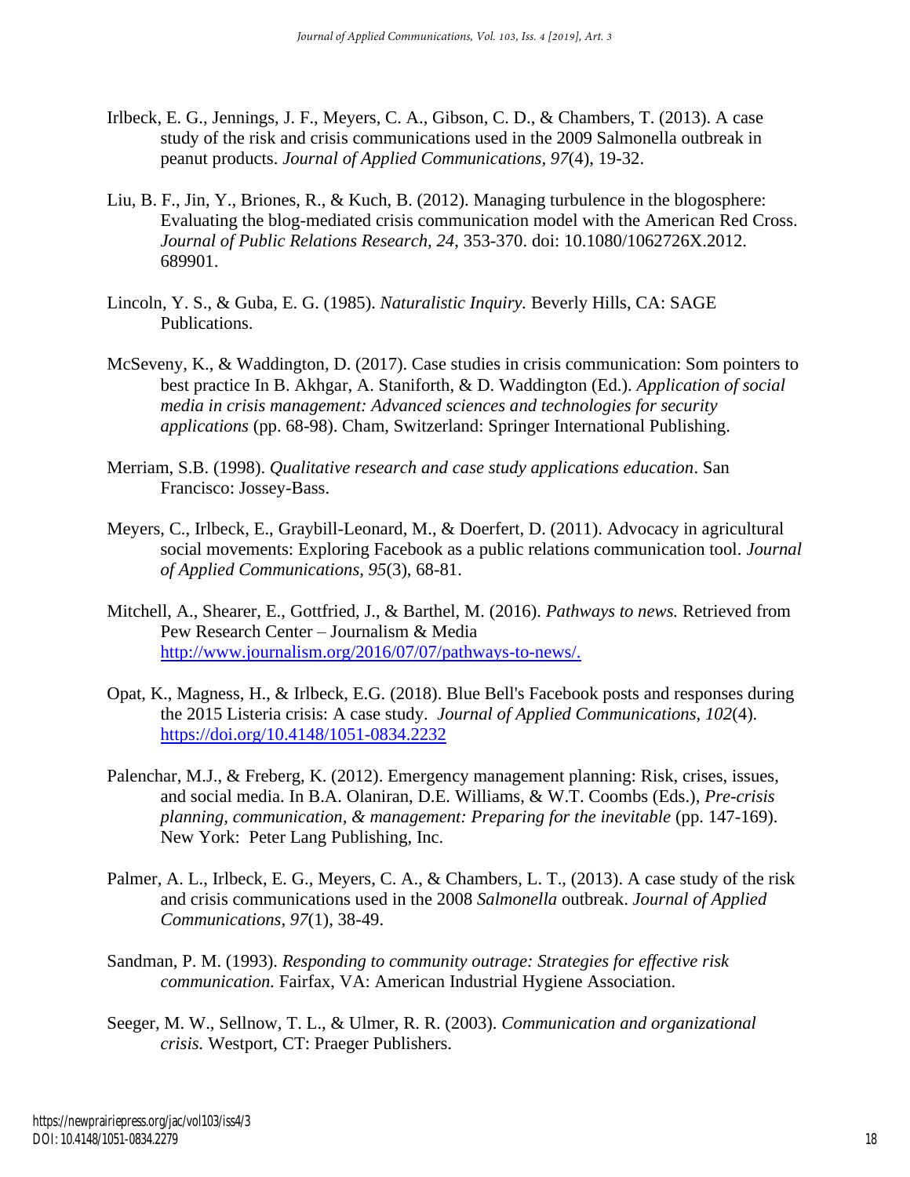Irlbeck, E. G., Jennings, J. F., Meyers, C. A., Gibson, C. D., & Chambers, T. (2013). A case study of the risk and crisis communications used in the 2009 Salmonella outbreak in peanut products. *Journal of Applied Communications, 97*(4), 19-32.

Liu, B. F., Jin, Y., Briones, R., & Kuch, B. (2012). Managing turbulence in the blogosphere: Evaluating the blog-mediated crisis communication model with the American Red Cross. *Journal of Public Relations Research, 24*, 353-370. doi: 10.1080/1062726X.2012. 689901.

Lincoln, Y. S., & Guba, E. G. (1985). *Naturalistic Inquiry.* Beverly Hills, CA: SAGE Publications.

McSeveny, K., & Waddington, D. (2017). Case studies in crisis communication: Som pointers to best practice In B. Akhgar, A. Staniforth, & D. Waddington (Ed.). *Application of social media in crisis management: Advanced sciences and technologies for security applications* (pp. 68-98). Cham, Switzerland: Springer International Publishing.

Merriam, S.B. (1998). *Qualitative research and case study applications education*. San Francisco: Jossey-Bass.

Meyers, C., Irlbeck, E., Graybill-Leonard, M., & Doerfert, D. (2011). Advocacy in agricultural social movements: Exploring Facebook as a public relations communication tool. *Journal of Applied Communications, 95*(3), 68-81.

Mitchell, A., Shearer, E., Gottfried, J., & Barthel, M. (2016). *Pathways to news.* Retrieved from Pew Research Center – Journalism & Media http://www.journalism.org/2016/07/07/pathways-to-news/.

Opat, K., Magness, H., & Irlbeck, E.G. (2018). Blue Bell's Facebook posts and responses during the 2015 Listeria crisis: A case study. *Journal of Applied Communications, 102*(4). https://doi.org/10.4148/1051-0834.2232

Palenchar, M.J., & Freberg, K. (2012). Emergency management planning: Risk, crises, issues, and social media. In B.A. Olaniran, D.E. Williams, & W.T. Coombs (Eds.), *Pre-crisis planning, communication, & management: Preparing for the inevitable* (pp. 147-169). New York: Peter Lang Publishing, Inc.

Palmer, A. L., Irlbeck, E. G., Meyers, C. A., & Chambers, L. T., (2013). A case study of the risk and crisis communications used in the 2008 *Salmonella* outbreak. *Journal of Applied Communications, 97*(1), 38-49.

Sandman, P. M. (1993). *Responding to community outrage: Strategies for effective risk communication.* Fairfax, VA: American Industrial Hygiene Association.

Seeger, M. W., Sellnow, T. L., & Ulmer, R. R. (2003). *Communication and organizational crisis.* Westport, CT: Praeger Publishers.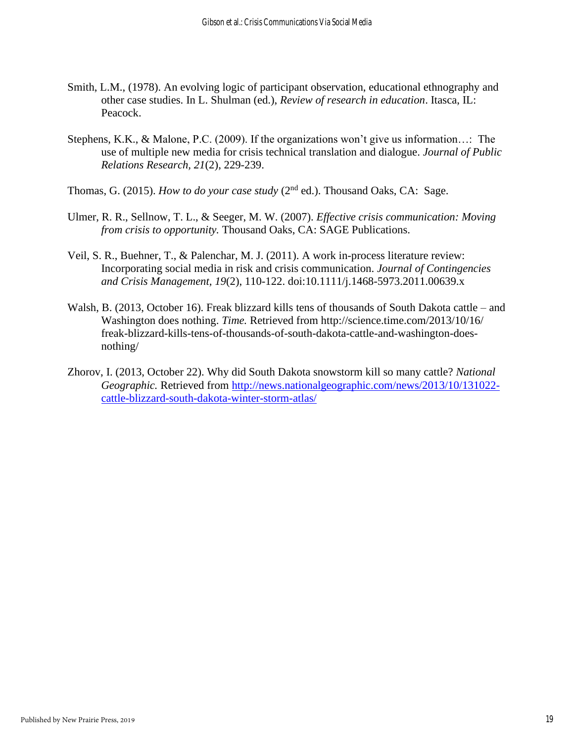Smith, L.M., (1978). An evolving logic of participant observation, educational ethnography and other case studies. In L. Shulman (ed.), *Review of research in education*. Itasca, IL: Peacock.

Stephens, K.K., & Malone, P.C. (2009). If the organizations won't give us information…: The use of multiple new media for crisis technical translation and dialogue. *Journal of Public Relations Research, 21*(2), 229-239.

Thomas, G. (2015). *How to do your case study* (2nd ed.). Thousand Oaks, CA: Sage.

Ulmer, R. R., Sellnow, T. L., & Seeger, M. W. (2007). *Effective crisis communication: Moving from crisis to opportunity.* Thousand Oaks, CA: SAGE Publications.

Veil, S. R., Buehner, T., & Palenchar, M. J. (2011). A work in-process literature review: Incorporating social media in risk and crisis communication. *Journal of Contingencies and Crisis Management, 19*(2), 110-122. doi:10.1111/j.1468-5973.2011.00639.x

Walsh, B. (2013, October 16). Freak blizzard kills tens of thousands of South Dakota cattle – and Washington does nothing. *Time.* Retrieved from http://science.time.com/2013/10/16/freak-blizzard-kills-tens-of-thousands-of-south-dakota-cattle-and-washington-does-nothing/

Zhorov, I. (2013, October 22). Why did South Dakota snowstorm kill so many cattle? *National Geographic.* Retrieved from http://news.nationalgeographic.com/news/2013/10/131022-cattle-blizzard-south-dakota-winter-storm-atlas/